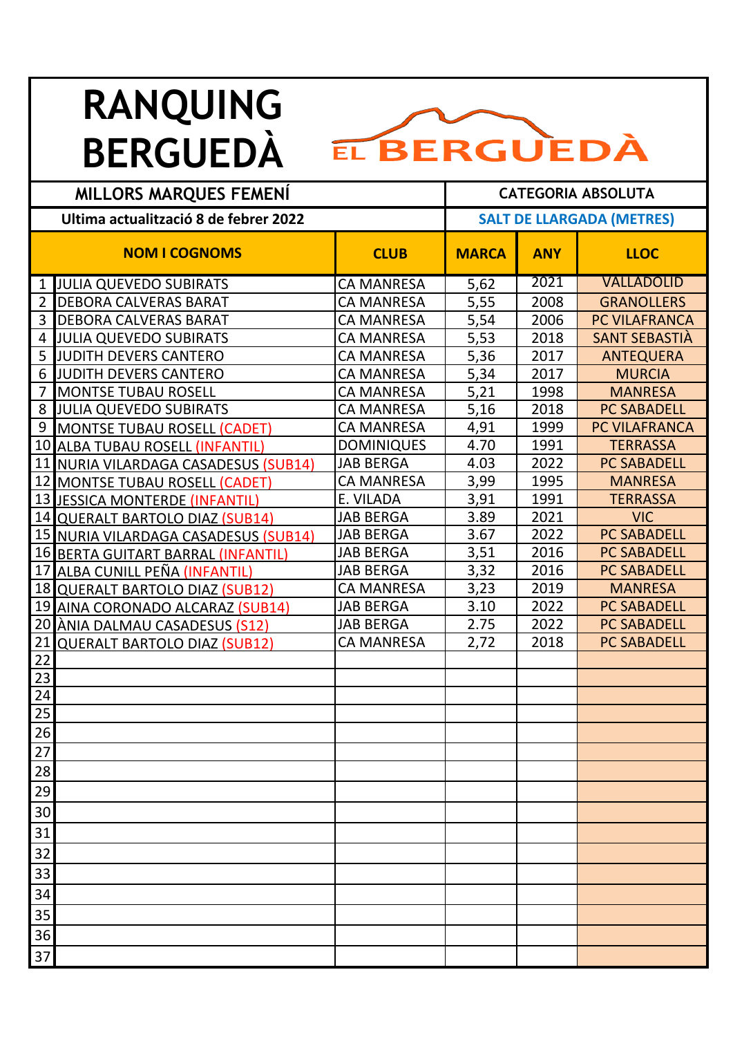# RANQUING BERGUEDÀ

EL BERGUEDÀ

| MILLORS MARQUES FEMENÍ | CATEGORIA ABSOLUTA |
|---|---|
| Ultima actualització 8 de febrer 2022 | SALT DE LLARGADA (METRES) |

| | NOM I COGNOMS | CLUB | MARCA | ANY | LLOC |
|---|---|---|---|---|---|
| 1 | JULIA QUEVEDO SUBIRATS | CA MANRESA | 5,62 | 2021 | VALLADOLID |
| 2 | DEBORA CALVERAS BARAT | CA MANRESA | 5,55 | 2008 | GRANOLLERS |
| 3 | DEBORA CALVERAS BARAT | CA MANRESA | 5,54 | 2006 | PC VILAFRANCA |
| 4 | JULIA QUEVEDO SUBIRATS | CA MANRESA | 5,53 | 2018 | SANT SEBASTIÀ |
| 5 | JUDITH DEVERS CANTERO | CA MANRESA | 5,36 | 2017 | ANTEQUERA |
| 6 | JUDITH DEVERS CANTERO | CA MANRESA | 5,34 | 2017 | MURCIA |
| 7 | MONTSE TUBAU ROSELL | CA MANRESA | 5,21 | 1998 | MANRESA |
| 8 | JULIA QUEVEDO SUBIRATS | CA MANRESA | 5,16 | 2018 | PC SABADELL |
| 9 | MONTSE TUBAU ROSELL (CADET) | CA MANRESA | 4,91 | 1999 | PC VILAFRANCA |
| 10 | ALBA TUBAU ROSELL (INFANTIL) | DOMINIQUES | 4.70 | 1991 | TERRASSA |
| 11 | NURIA VILARDAGA CASADESUS (SUB14) | JAB BERGA | 4.03 | 2022 | PC SABADELL |
| 12 | MONTSE TUBAU ROSELL (CADET) | CA MANRESA | 3,99 | 1995 | MANRESA |
| 13 | JESSICA MONTERDE (INFANTIL) | E. VILADA | 3,91 | 1991 | TERRASSA |
| 14 | QUERALT BARTOLO DIAZ (SUB14) | JAB BERGA | 3.89 | 2021 | VIC |
| 15 | NURIA VILARDAGA CASADESUS (SUB14) | JAB BERGA | 3.67 | 2022 | PC SABADELL |
| 16 | BERTA GUITART BARRAL (INFANTIL) | JAB BERGA | 3,51 | 2016 | PC SABADELL |
| 17 | ALBA CUNILL PEÑA (INFANTIL) | JAB BERGA | 3,32 | 2016 | PC SABADELL |
| 18 | QUERALT BARTOLO DIAZ (SUB12) | CA MANRESA | 3,23 | 2019 | MANRESA |
| 19 | AINA CORONADO ALCARAZ (SUB14) | JAB BERGA | 3.10 | 2022 | PC SABADELL |
| 20 | ÀNIA DALMAU CASADESUS (S12) | JAB BERGA | 2.75 | 2022 | PC SABADELL |
| 21 | QUERALT BARTOLO DIAZ (SUB12) | CA MANRESA | 2,72 | 2018 | PC SABADELL |
| 22 | | | | | |
| 23 | | | | | |
| 24 | | | | | |
| 25 | | | | | |
| 26 | | | | | |
| 27 | | | | | |
| 28 | | | | | |
| 29 | | | | | |
| 30 | | | | | |
| 31 | | | | | |
| 32 | | | | | |
| 33 | | | | | |
| 34 | | | | | |
| 35 | | | | | |
| 36 | | | | | |
| 37 | | | | | |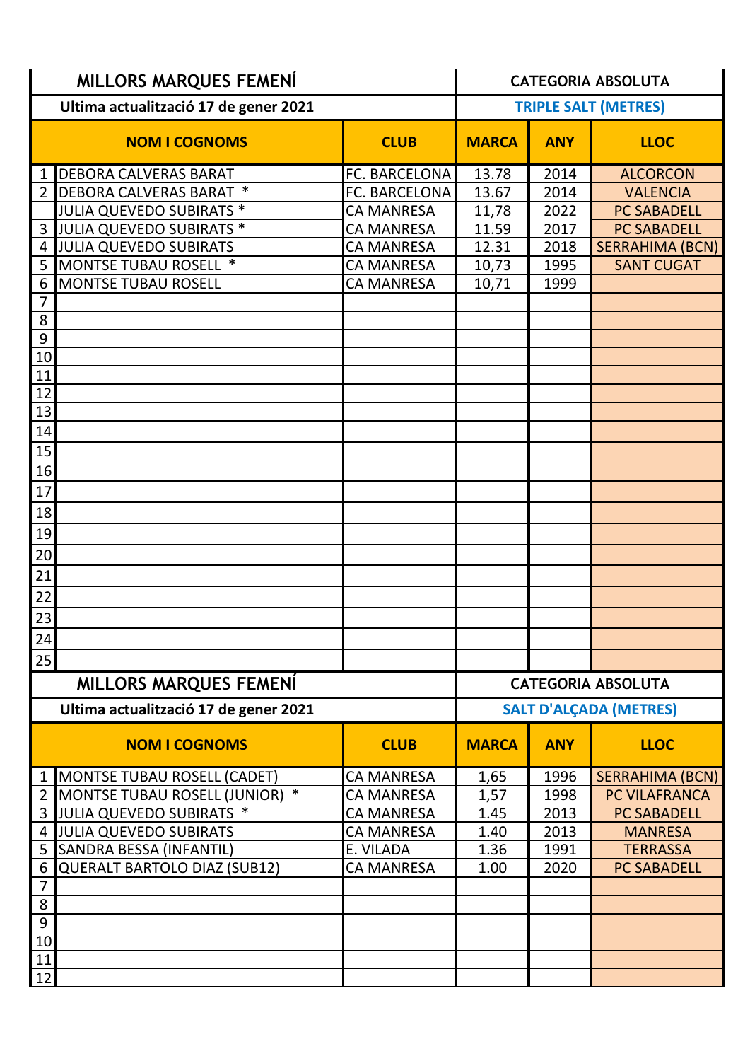## MILLORS MARQUES FEMENÍ — CATEGORIA ABSOLUTA

**Ultima actualització 17 de gener 2021** — **TRIPLE SALT (METRES)**

| | NOM I COGNOMS | CLUB | MARCA | ANY | LLOC |
|---|---|---|---|---|---|
| 1 | DEBORA CALVERAS BARAT | FC. BARCELONA | 13.78 | 2014 | ALCORCON |
| 2 | DEBORA CALVERAS BARAT * | FC. BARCELONA | 13.67 | 2014 | VALENCIA |
| | JULIA QUEVEDO SUBIRATS * | CA MANRESA | 11,78 | 2022 | PC SABADELL |
| 3 | JULIA QUEVEDO SUBIRATS * | CA MANRESA | 11.59 | 2017 | PC SABADELL |
| 4 | JULIA QUEVEDO SUBIRATS | CA MANRESA | 12.31 | 2018 | SERRAHIMA (BCN) |
| 5 | MONTSE TUBAU ROSELL * | CA MANRESA | 10,73 | 1995 | SANT CUGAT |
| 6 | MONTSE TUBAU ROSELL | CA MANRESA | 10,71 | 1999 | |
| 7 | | | | | |
| 8 | | | | | |
| 9 | | | | | |
| 10 | | | | | |
| 11 | | | | | |
| 12 | | | | | |
| 13 | | | | | |
| 14 | | | | | |
| 15 | | | | | |
| 16 | | | | | |
| 17 | | | | | |
| 18 | | | | | |
| 19 | | | | | |
| 20 | | | | | |
| 21 | | | | | |
| 22 | | | | | |
| 23 | | | | | |
| 24 | | | | | |
| 25 | | | | | |

## MILLORS MARQUES FEMENÍ — CATEGORIA ABSOLUTA

**Ultima actualització 17 de gener 2021** — **SALT D'ALÇADA (METRES)**

| | NOM I COGNOMS | CLUB | MARCA | ANY | LLOC |
|---|---|---|---|---|---|
| 1 | MONTSE TUBAU ROSELL (CADET) | CA MANRESA | 1,65 | 1996 | SERRAHIMA (BCN) |
| 2 | MONTSE TUBAU ROSELL (JUNIOR) * | CA MANRESA | 1,57 | 1998 | PC VILAFRANCA |
| 3 | JULIA QUEVEDO SUBIRATS * | CA MANRESA | 1.45 | 2013 | PC SABADELL |
| 4 | JULIA QUEVEDO SUBIRATS | CA MANRESA | 1.40 | 2013 | MANRESA |
| 5 | SANDRA BESSA (INFANTIL) | E. VILADA | 1.36 | 1991 | TERRASSA |
| 6 | QUERALT BARTOLO DIAZ (SUB12) | CA MANRESA | 1.00 | 2020 | PC SABADELL |
| 7 | | | | | |
| 8 | | | | | |
| 9 | | | | | |
| 10 | | | | | |
| 11 | | | | | |
| 12 | | | | | |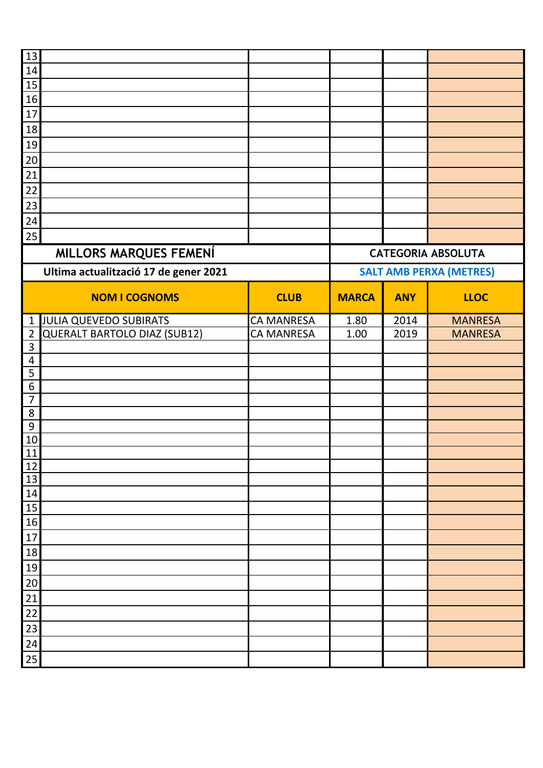| | | | | | |
|---|---|---|---|---|---|
| 13 | | | | | |
| 14 | | | | | |
| 15 | | | | | |
| 16 | | | | | |
| 17 | | | | | |
| 18 | | | | | |
| 19 | | | | | |
| 20 | | | | | |
| 21 | | | | | |
| 22 | | | | | |
| 23 | | | | | |
| 24 | | | | | |
| 25 | | | | | |

## MILLORS MARQUES FEMENÍ

**CATEGORIA ABSOLUTA**

**Ultima actualització 17 de gener 2021**

**SALT AMB PERXA (METRES)**

| | NOM I COGNOMS | CLUB | MARCA | ANY | LLOC |
|---|---|---|---|---|---|
| 1 | JULIA QUEVEDO SUBIRATS | CA MANRESA | 1.80 | 2014 | MANRESA |
| 2 | QUERALT BARTOLO DIAZ (SUB12) | CA MANRESA | 1.00 | 2019 | MANRESA |
| 3 | | | | | |
| 4 | | | | | |
| 5 | | | | | |
| 6 | | | | | |
| 7 | | | | | |
| 8 | | | | | |
| 9 | | | | | |
| 10 | | | | | |
| 11 | | | | | |
| 12 | | | | | |
| 13 | | | | | |
| 14 | | | | | |
| 15 | | | | | |
| 16 | | | | | |
| 17 | | | | | |
| 18 | | | | | |
| 19 | | | | | |
| 20 | | | | | |
| 21 | | | | | |
| 22 | | | | | |
| 23 | | | | | |
| 24 | | | | | |
| 25 | | | | | |